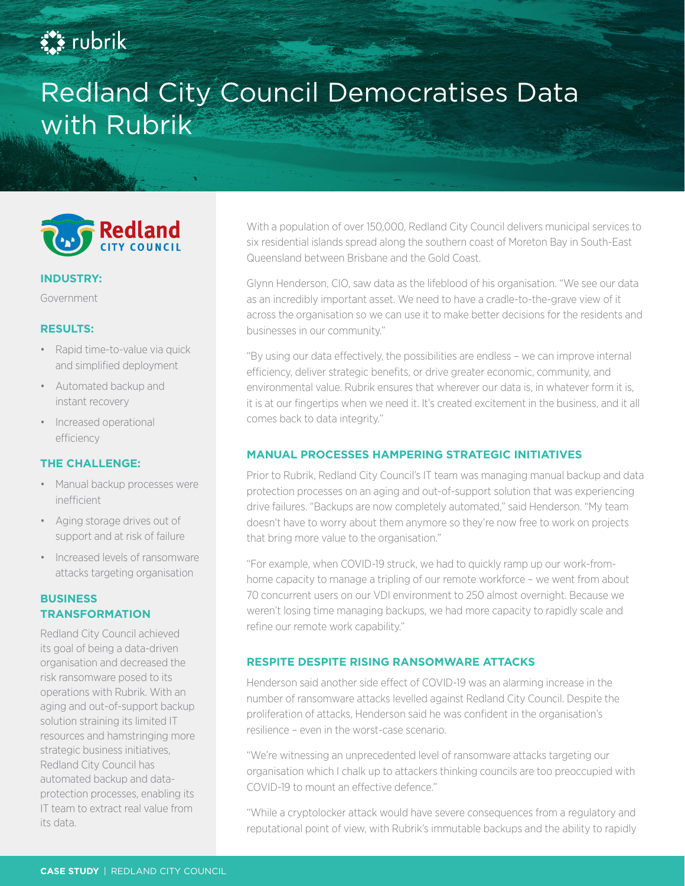# Redland City Council Democratises Data with Rubrik

**INDUSTRY:**

Government

**RESULTS:**

- Rapid time-to-value via quick and simplified deployment
- Automated backup and instant recovery
- Increased operational efficiency

**THE CHALLENGE:**

- Manual backup processes were inefficient
- Aging storage drives out of support and at risk of failure
- Increased levels of ransomware attacks targeting organisation

**BUSINESS TRANSFORMATION**

Redland City Council achieved its goal of being a data-driven organisation and decreased the risk ransomware posed to its operations with Rubrik. With an aging and out-of-support backup solution straining its limited IT resources and hamstringing more strategic business initiatives, Redland City Council has automated backup and data-protection processes, enabling its IT team to extract real value from its data.

With a population of over 150,000, Redland City Council delivers municipal services to six residential islands spread along the southern coast of Moreton Bay in South-East Queensland between Brisbane and the Gold Coast.

Glynn Henderson, CIO, saw data as the lifeblood of his organisation. "We see our data as an incredibly important asset. We need to have a cradle-to-the-grave view of it across the organisation so we can use it to make better decisions for the residents and businesses in our community."

"By using our data effectively, the possibilities are endless – we can improve internal efficiency, deliver strategic benefits, or drive greater economic, community, and environmental value. Rubrik ensures that wherever our data is, in whatever form it is, it is at our fingertips when we need it. It's created excitement in the business, and it all comes back to data integrity."

## MANUAL PROCESSES HAMPERING STRATEGIC INITIATIVES

Prior to Rubrik, Redland City Council's IT team was managing manual backup and data protection processes on an aging and out-of-support solution that was experiencing drive failures. "Backups are now completely automated," said Henderson. "My team doesn't have to worry about them anymore so they're now free to work on projects that bring more value to the organisation."

"For example, when COVID-19 struck, we had to quickly ramp up our work-from-home capacity to manage a tripling of our remote workforce – we went from about 70 concurrent users on our VDI environment to 250 almost overnight. Because we weren't losing time managing backups, we had more capacity to rapidly scale and refine our remote work capability."

## RESPITE DESPITE RISING RANSOMWARE ATTACKS

Henderson said another side effect of COVID-19 was an alarming increase in the number of ransomware attacks levelled against Redland City Council. Despite the proliferation of attacks, Henderson said he was confident in the organisation's resilience – even in the worst-case scenario.

"We're witnessing an unprecedented level of ransomware attacks targeting our organisation which I chalk up to attackers thinking councils are too preoccupied with COVID-19 to mount an effective defence."

"While a cryptolocker attack would have severe consequences from a regulatory and reputational point of view, with Rubrik's immutable backups and the ability to rapidly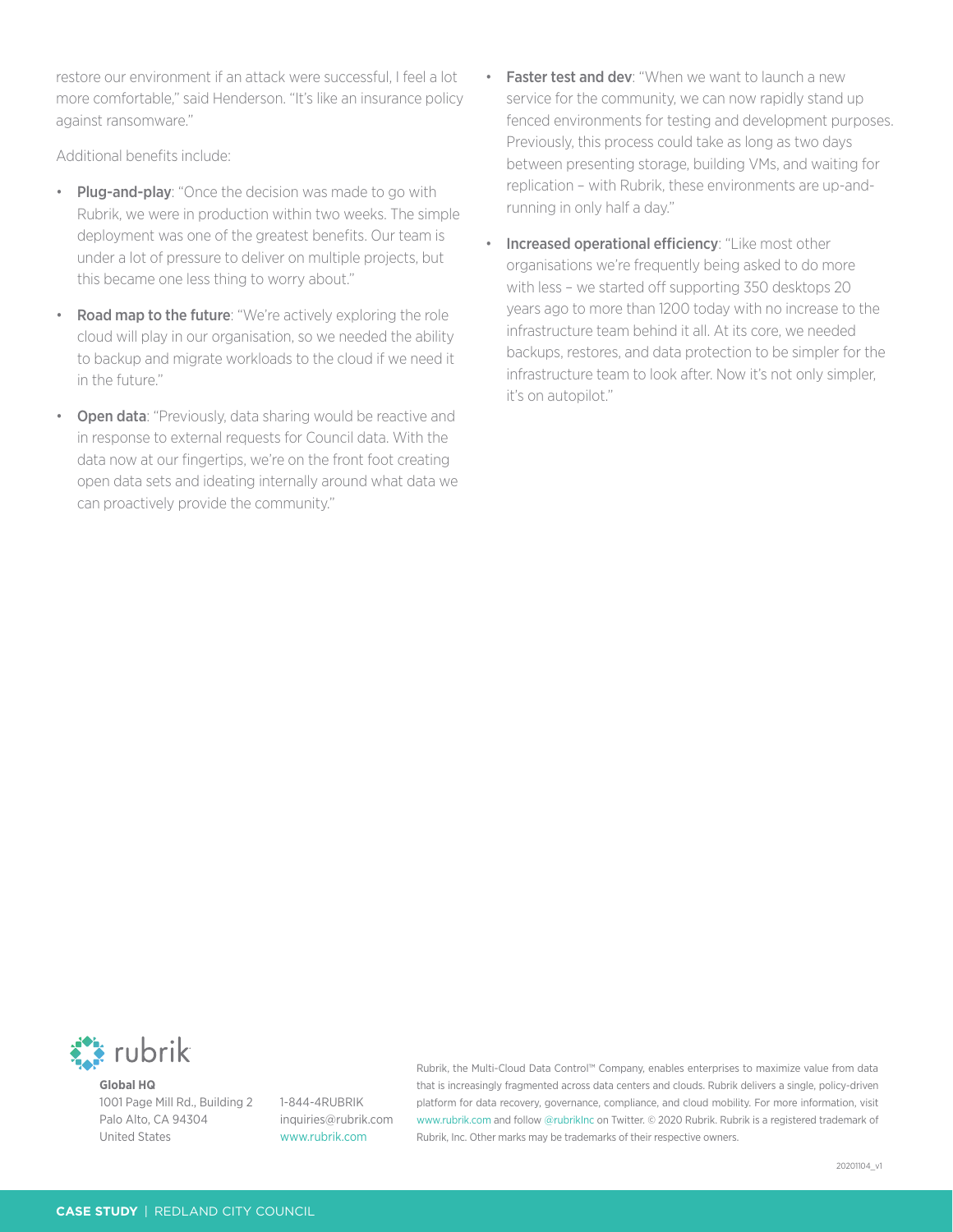restore our environment if an attack were successful, I feel a lot more comfortable," said Henderson. "It's like an insurance policy against ransomware."

Additional benefits include:

- **Plug-and-play**: "Once the decision was made to go with Rubrik, we were in production within two weeks. The simple deployment was one of the greatest benefits. Our team is under a lot of pressure to deliver on multiple projects, but this became one less thing to worry about."
- **Road map to the future**: "We're actively exploring the role cloud will play in our organisation, so we needed the ability to backup and migrate workloads to the cloud if we need it in the future."
- **Open data**: "Previously, data sharing would be reactive and in response to external requests for Council data. With the data now at our fingertips, we're on the front foot creating open data sets and ideating internally around what data we can proactively provide the community."
- **Faster test and dev**: "When we want to launch a new service for the community, we can now rapidly stand up fenced environments for testing and development purposes. Previously, this process could take as long as two days between presenting storage, building VMs, and waiting for replication – with Rubrik, these environments are up-and-running in only half a day."
- **Increased operational efficiency**: "Like most other organisations we're frequently being asked to do more with less – we started off supporting 350 desktops 20 years ago to more than 1200 today with no increase to the infrastructure team behind it all. At its core, we needed backups, restores, and data protection to be simpler for the infrastructure team to look after. Now it's not only simpler, it's on autopilot."

rubrik

**Global HQ**
1001 Page Mill Rd., Building 2
Palo Alto, CA 94304
United States

1-844-4RUBRIK
inquiries@rubrik.com
www.rubrik.com

Rubrik, the Multi-Cloud Data Control™ Company, enables enterprises to maximize value from data that is increasingly fragmented across data centers and clouds. Rubrik delivers a single, policy-driven platform for data recovery, governance, compliance, and cloud mobility. For more information, visit www.rubrik.com and follow @rubrikInc on Twitter. © 2020 Rubrik. Rubrik is a registered trademark of Rubrik, Inc. Other marks may be trademarks of their respective owners.

20201104_v1